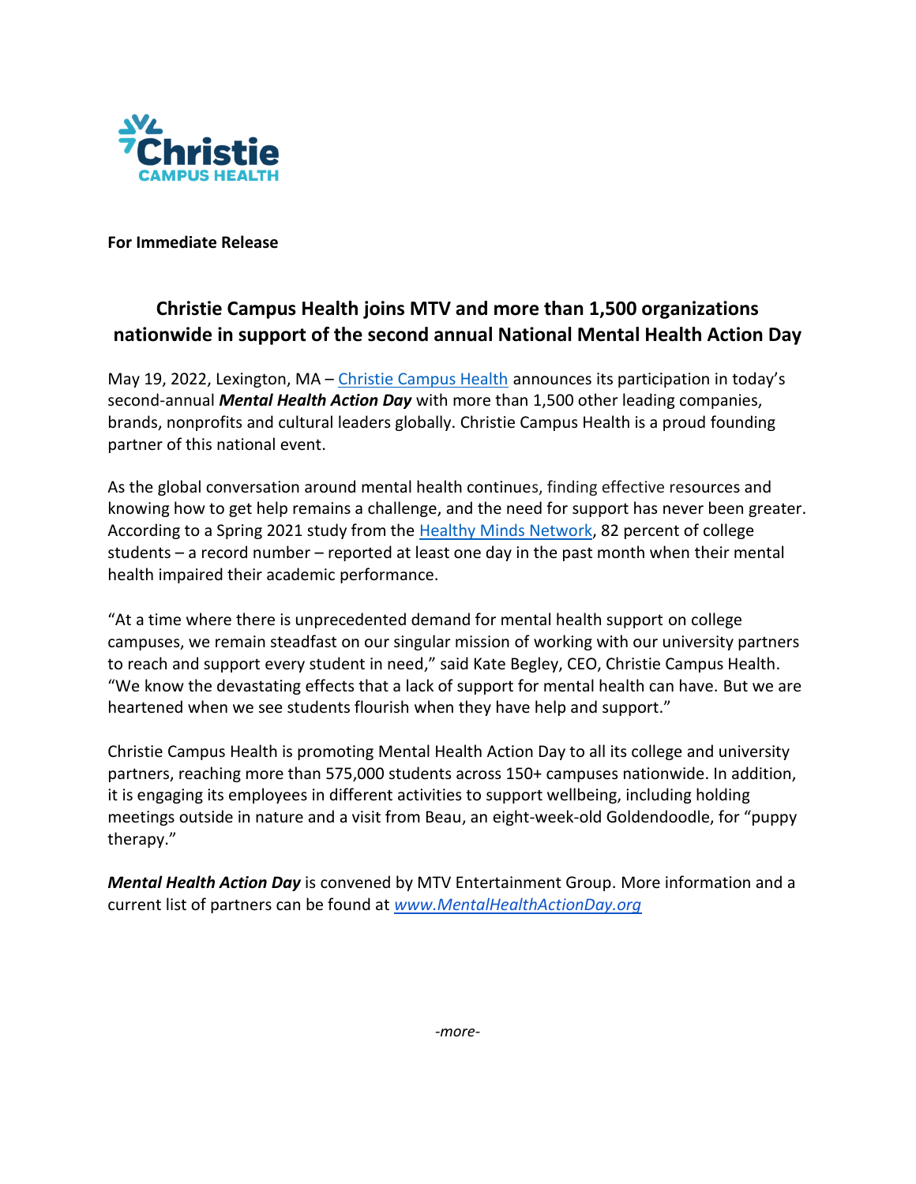Christie
CAMPUS HEALTH

**For Immediate Release**

## Christie Campus Health joins MTV and more than 1,500 organizations nationwide in support of the second annual National Mental Health Action Day

May 19, 2022, Lexington, MA – Christie Campus Health announces its participation in today's second-annual ***Mental Health Action Day*** with more than 1,500 other leading companies, brands, nonprofits and cultural leaders globally. Christie Campus Health is a proud founding partner of this national event.

As the global conversation around mental health continues, finding effective resources and knowing how to get help remains a challenge, and the need for support has never been greater. According to a Spring 2021 study from the Healthy Minds Network, 82 percent of college students – a record number – reported at least one day in the past month when their mental health impaired their academic performance.

"At a time where there is unprecedented demand for mental health support on college campuses, we remain steadfast on our singular mission of working with our university partners to reach and support every student in need," said Kate Begley, CEO, Christie Campus Health. "We know the devastating effects that a lack of support for mental health can have. But we are heartened when we see students flourish when they have help and support."

Christie Campus Health is promoting Mental Health Action Day to all its college and university partners, reaching more than 575,000 students across 150+ campuses nationwide. In addition, it is engaging its employees in different activities to support wellbeing, including holding meetings outside in nature and a visit from Beau, an eight-week-old Goldendoodle, for "puppy therapy."

***Mental Health Action Day*** is convened by MTV Entertainment Group. More information and a current list of partners can be found at *www.MentalHealthActionDay.org*

*-more-*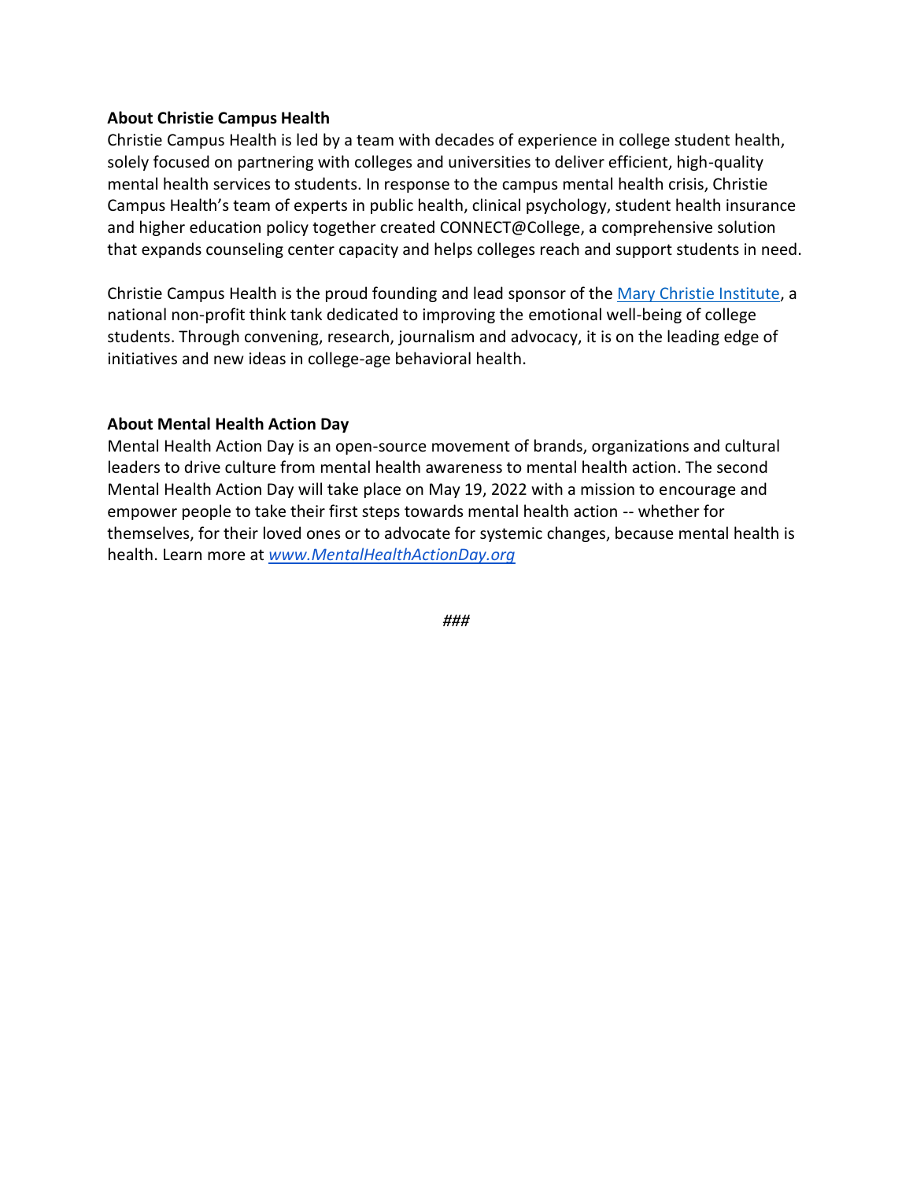**About Christie Campus Health**

Christie Campus Health is led by a team with decades of experience in college student health, solely focused on partnering with colleges and universities to deliver efficient, high-quality mental health services to students. In response to the campus mental health crisis, Christie Campus Health's team of experts in public health, clinical psychology, student health insurance and higher education policy together created CONNECT@College, a comprehensive solution that expands counseling center capacity and helps colleges reach and support students in need.

Christie Campus Health is the proud founding and lead sponsor of the Mary Christie Institute, a national non-profit think tank dedicated to improving the emotional well-being of college students. Through convening, research, journalism and advocacy, it is on the leading edge of initiatives and new ideas in college-age behavioral health.

**About Mental Health Action Day**

Mental Health Action Day is an open-source movement of brands, organizations and cultural leaders to drive culture from mental health awareness to mental health action. The second Mental Health Action Day will take place on May 19, 2022 with a mission to encourage and empower people to take their first steps towards mental health action -- whether for themselves, for their loved ones or to advocate for systemic changes, because mental health is health. Learn more at *www.MentalHealthActionDay.org*

###